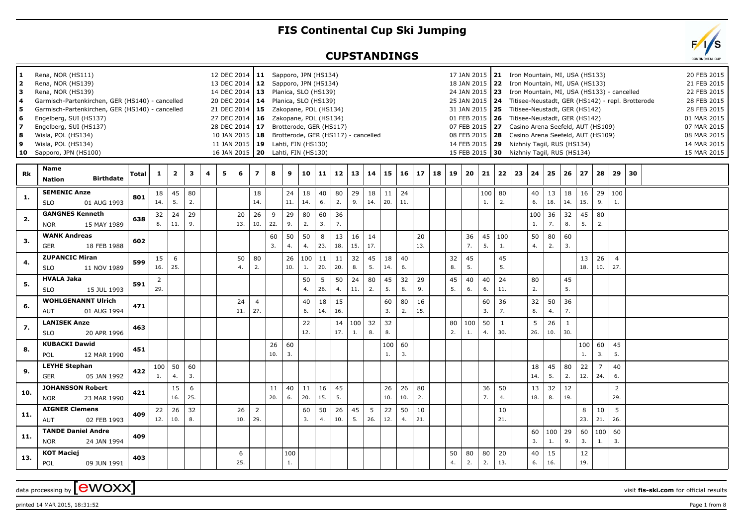# FIS Continental Cup Ski Jumping

## CUPSTANDINGS

| No. | Venue | Date |
|---|---|---|
| 1 | Rena, NOR (HS111) | 12 DEC 2014 |
| 2 | Rena, NOR (HS139) | 13 DEC 2014 |
| 3 | Rena, NOR (HS139) | 14 DEC 2014 |
| 4 | Garmisch-Partenkirchen, GER (HS140) - cancelled | 20 DEC 2014 |
| 5 | Garmisch-Partenkirchen, GER (HS140) - cancelled | 21 DEC 2014 |
| 6 | Engelberg, SUI (HS137) | 27 DEC 2014 |
| 7 | Engelberg, SUI (HS137) | 28 DEC 2014 |
| 8 | Wisla, POL (HS134) | 10 JAN 2015 |
| 9 | Wisla, POL (HS134) | 11 JAN 2015 |
| 10 | Sapporo, JPN (HS100) | 16 JAN 2015 |
| 11 | Sapporo, JPN (HS134) | 17 JAN 2015 |
| 12 | Sapporo, JPN (HS134) | 18 JAN 2015 |
| 13 | Planica, SLO (HS139) | 24 JAN 2015 |
| 14 | Planica, SLO (HS139) | 25 JAN 2015 |
| 15 | Zakopane, POL (HS134) | 31 JAN 2015 |
| 16 | Zakopane, POL (HS134) | 01 FEB 2015 |
| 17 | Brotterode, GER (HS117) | 07 FEB 2015 |
| 18 | Brotterode, GER (HS117) - cancelled | 08 FEB 2015 |
| 19 | Lahti, FIN (HS130) | 14 FEB 2015 |
| 20 | Lahti, FIN (HS130) | 15 FEB 2015 |
| 21 | Iron Mountain, MI, USA (HS133) | 20 FEB 2015 |
| 22 | Iron Mountain, MI, USA (HS133) | 21 FEB 2015 |
| 23 | Iron Mountain, MI, USA (HS133) - cancelled | 22 FEB 2015 |
| 24 | Titisee-Neustadt, GER (HS142) - repl. Brotterode | 28 FEB 2015 |
| 25 | Titisee-Neustadt, GER (HS142) | 28 FEB 2015 |
| 26 | Titisee-Neustadt, GER (HS142) | 01 MAR 2015 |
| 27 | Casino Arena Seefeld, AUT (HS109) | 07 MAR 2015 |
| 28 | Casino Arena Seefeld, AUT (HS109) | 08 MAR 2015 |
| 29 | Nizhniy Tagil, RUS (HS134) | 14 MAR 2015 |
| 30 | Nizhniy Tagil, RUS (HS134) | 15 MAR 2015 |

| Rk | Name / Nation Birthdate | Total | 1 | 2 | 3 | 4 | 5 | 6 | 7 | 8 | 9 | 10 | 11 | 12 | 13 | 14 | 15 | 16 | 17 | 18 | 19 | 20 | 21 | 22 | 23 | 24 | 25 | 26 | 27 | 28 | 29 | 30 |
|---|---|---|---|---|---|---|---|---|---|---|---|---|---|---|---|---|---|---|---|---|---|---|---|---|---|---|---|---|---|---|---|---|
| 1. | SEMENIC Anze | 801 | 18 | 45 | 80 | | | | 18 | | 24 | 18 | 40 | 80 | 29 | 18 | 11 | 24 | | | | | 100 | 80 | | 40 | 13 | 18 | 16 | 29 | 100 | |
| | SLO 01 AUG 1993 | | 14. | 5. | 2. | | | | 14. | | 11. | 14. | 6. | 2. | 9. | 14. | 20. | 11. | | | | | 1. | 2. | | 6. | 18. | 14. | 15. | 9. | 1. | |
| 2. | GANGNES Kenneth | 638 | 32 | 24 | 29 | | | 20 | 26 | 9 | 29 | 80 | 60 | 36 | | | | | | | | | | | | 100 | 36 | 32 | 45 | 80 | | |
| | NOR 15 MAY 1989 | | 8. | 11. | 9. | | | 13. | 10. | 22. | 9. | 2. | 3. | 7. | | | | | | | | | | | | 1. | 7. | 8. | 5. | 2. | | |
| 3. | WANK Andreas | 602 | | | | | | | | 60 | 50 | 50 | 8 | 13 | 16 | 14 | | | 20 | | | 36 | 45 | 100 | | 50 | 80 | 60 | | | | |
| | GER 18 FEB 1988 | | | | | | | | | 3. | 4. | 4. | 23. | 18. | 15. | 17. | | | 13. | | | 7. | 5. | 1. | | 4. | 2. | 3. | | | | |
| 4. | ZUPANCIC Miran | 599 | 15 | 6 | | | | 50 | 80 | | 26 | 100 | 11 | 11 | 32 | 45 | 18 | 40 | | | 32 | 45 | | 45 | | | | | 13 | 26 | 4 | |
| | SLO 11 NOV 1989 | | 16. | 25. | | | | 4. | 2. | | 10. | 1. | 20. | 20. | 8. | 5. | 14. | 6. | | | 8. | 5. | | 5. | | | | | 18. | 10. | 27. | |
| 5. | HVALA Jaka | 591 | 2 | | | | | | | | | 50 | 5 | 50 | 24 | 80 | 45 | 32 | 29 | | 45 | 40 | 40 | 24 | | 80 | | 45 | | | | |
| | SLO 15 JUL 1993 | | 29. | | | | | | | | | 4. | 26. | 4. | 11. | 2. | 5. | 8. | 9. | | 5. | 6. | 6. | 11. | | 2. | | 5. | | | | |
| 6. | WOHLGENANNT Ulrich | 471 | | | | | | 24 | 4 | | | 40 | 18 | 15 | | | 60 | 80 | 16 | | | | 60 | 36 | | 32 | 50 | 36 | | | | |
| | AUT 01 AUG 1994 | | | | | | | 11. | 27. | | | 6. | 14. | 16. | | | 3. | 2. | 15. | | | | 3. | 7. | | 8. | 4. | 7. | | | | |
| 7. | LANISEK Anze | 463 | | | | | | | | | | 22 | | 14 | 100 | 32 | 32 | | | | 80 | 100 | 50 | 1 | | 5 | 26 | 1 | | | | |
| | SLO 20 APR 1996 | | | | | | | | | | | 12. | | 17. | 1. | 8. | 8. | | | | 2. | 1. | 4. | 30. | | 26. | 10. | 30. | | | | |
| 8. | KUBACKI Dawid | 451 | | | | | | | | 26 | 60 | | | | | | 100 | 60 | | | | | | | | | | | 100 | 60 | 45 | |
| | POL 12 MAR 1990 | | | | | | | | | 10. | 3. | | | | | | 1. | 3. | | | | | | | | | | | 1. | 3. | 5. | |
| 9. | LEYHE Stephan | 422 | 100 | 50 | 60 | | | | | | | | | | | | | | | | | | | | | 18 | 45 | 80 | 22 | 7 | 40 | |
| | GER 05 JAN 1992 | | 1. | 4. | 3. | | | | | | | | | | | | | | | | | | | | | 14. | 5. | 2. | 12. | 24. | 6. | |
| 10. | JOHANSSON Robert | 421 | | 15 | 6 | | | | | 11 | 40 | 11 | 16 | 45 | | | 26 | 26 | 80 | | | | 36 | 50 | | 13 | 32 | 12 | | | 2 | |
| | NOR 23 MAR 1990 | | | 16. | 25. | | | | | 20. | 6. | 20. | 15. | 5. | | | 10. | 10. | 2. | | | | 7. | 4. | | 18. | 8. | 19. | | | 29. | |
| 11. | AIGNER Clemens | 409 | 22 | 26 | 32 | | | 26 | 2 | | | 60 | 50 | 26 | 45 | 5 | 22 | 50 | 10 | | | | | 10 | | | | | 8 | 10 | 5 | |
| | AUT 02 FEB 1993 | | 12. | 10. | 8. | | | 10. | 29. | | | 3. | 4. | 10. | 5. | 26. | 12. | 4. | 21. | | | | | 21. | | | | | 23. | 21. | 26. | |
| 11. | TANDE Daniel Andre | 409 | | | | | | | | | | | | | | | | | | | | | | | | 60 | 100 | 29 | 60 | 100 | 60 | |
| | NOR 24 JAN 1994 | | | | | | | | | | | | | | | | | | | | | | | | | 3. | 1. | 9. | 3. | 1. | 3. | |
| 13. | KOT Maciej | 403 | | | | | | 6 | | | 100 | | | | | | | | | | 50 | 80 | 80 | 20 | | 40 | 15 | | 12 | | | |
| | POL 09 JUN 1991 | | | | | | | 25. | | | 1. | | | | | | | | | | 4. | 2. | 2. | 13. | | 6. | 16. | | 19. | | | |

data processing by [ewoxx] visit fis-ski.com for official results

printed 14 MAR 2015, 18:31:52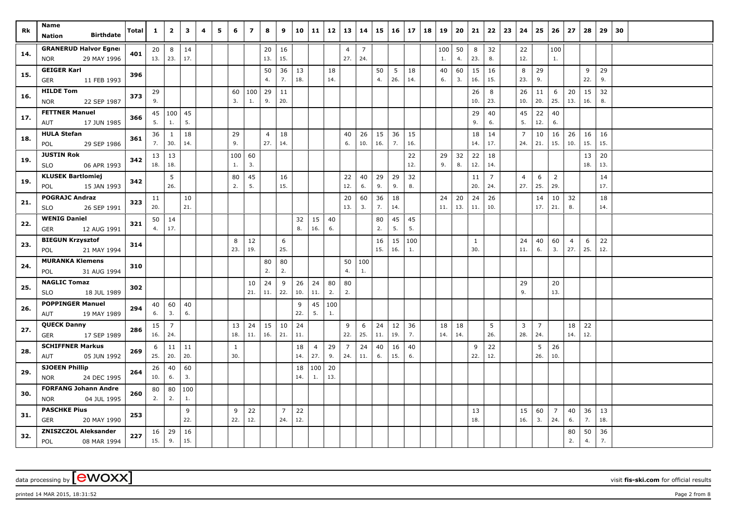| Rk | Name<br>Nation Birthdate | Total | 1 | 2 | 3 | 4 | 5 | 6 | 7 | 8 | 9 | 10 | 11 | 12 | 13 | 14 | 15 | 16 | 17 | 18 | 19 | 20 | 21 | 22 | 23 | 24 | 25 | 26 | 27 | 28 | 29 | 30 |
|---|---|---|---|---|---|---|---|---|---|---|---|---|---|---|---|---|---|---|---|---|---|---|---|---|---|---|---|---|---|---|---|---|
| 14. | GRANERUD Halvor Egner | 401 | 20 | 8 | 14 | | | | | 20 | 16 | | | | 4 | 7 | | | | | 100 | 50 | 8 | 32 | | 22 | | 100 | | | | |
| | NOR 29 MAY 1996 | | 13. | 23. | 17. | | | | | 13. | 15. | | | | 27. | 24. | | | | | 1. | 4. | 23. | 8. | | 12. | | 1. | | | | |
| 15. | GEIGER Karl | 396 | | | | | | | | 50 | 36 | 13 | | 18 | | | 50 | 5 | 18 | | 40 | 60 | 15 | 16 | | 8 | 29 | | | 9 | 29 | |
| | GER 11 FEB 1993 | | | | | | | | | 4. | 7. | 18. | | 14. | | | 4. | 26. | 14. | | 6. | 3. | 16. | 15. | | 23. | 9. | | | 22. | 9. | |
| 16. | HILDE Tom | 373 | 29 | | | | | 60 | 100 | 29 | 11 | | | | | | | | | | | | 26 | 8 | | 26 | 11 | 6 | 20 | 15 | 32 | |
| | NOR 22 SEP 1987 | | 9. | | | | | 3. | 1. | 9. | 20. | | | | | | | | | | | | 10. | 23. | | 10. | 20. | 25. | 13. | 16. | 8. | |
| 17. | FETTNER Manuel | 366 | 45 | 100 | 45 | | | | | | | | | | | | | | | | | | 29 | 40 | | 45 | 22 | 40 | | | | |
| | AUT 17 JUN 1985 | | 5. | 1. | 5. | | | | | | | | | | | | | | | | | | 9. | 6. | | 5. | 12. | 6. | | | | |
| 18. | HULA Stefan | 361 | 36 | 1 | 18 | | | 29 | | 4 | 18 | | | | 40 | 26 | 15 | 36 | 15 | | | | 18 | 14 | | 7 | 10 | 16 | 26 | 16 | 16 | |
| | POL 29 SEP 1986 | | 7. | 30. | 14. | | | 9. | | 27. | 14. | | | | 6. | 10. | 16. | 7. | 16. | | | | 14. | 17. | | 24. | 21. | 15. | 10. | 15. | 15. | |
| 19. | JUSTIN Rok | 342 | 13 | 13 | | | | 100 | 60 | | | | | | | | | | 22 | | 29 | 32 | 22 | 18 | | | | | | 13 | 20 | |
| | SLO 06 APR 1993 | | 18. | 18. | | | | 1. | 3. | | | | | | | | | | 12. | | 9. | 8. | 12. | 14. | | | | | | 18. | 13. | |
| 19. | KLUSEK Bartlomiej | 342 | | 5 | | | | 80 | 45 | | 16 | | | | 22 | 40 | 29 | 29 | 32 | | | | 11 | 7 | | 4 | 6 | 2 | | | 14 | |
| | POL 15 JAN 1993 | | | 26. | | | | 2. | 5. | | 15. | | | | 12. | 6. | 9. | 9. | 8. | | | | 20. | 24. | | 27. | 25. | 29. | | | 17. | |
| 21. | POGRAJC Andraz | 323 | 11 | | 10 | | | | | | | | | | 20 | 60 | 36 | 18 | | | 24 | 20 | 24 | 26 | | | 14 | 10 | 32 | | 18 | |
| | SLO 26 SEP 1991 | | 20. | | 21. | | | | | | | | | | 13. | 3. | 7. | 14. | | | 11. | 13. | 11. | 10. | | | 17. | 21. | 8. | | 14. | |
| 22. | WENIG Daniel | 321 | 50 | 14 | | | | | | | | 32 | 15 | 40 | | | 80 | 45 | 45 | | | | | | | | | | | | | |
| | GER 12 AUG 1991 | | 4. | 17. | | | | | | | | 8. | 16. | 6. | | | 2. | 5. | 5. | | | | | | | | | | | | | |
| 23. | BIEGUN Krzysztof | 314 | | | | | | 8 | 12 | | 6 | | | | | | 16 | 15 | 100 | | | | 1 | | | 24 | 40 | 60 | 4 | 6 | 22 | |
| | POL 21 MAY 1994 | | | | | | | 23. | 19. | | 25. | | | | | | 15. | 16. | 1. | | | | 30. | | | 11. | 6. | 3. | 27. | 25. | 12. | |
| 24. | MURANKA Klemens | 310 | | | | | | | | 80 | 80 | | | | 50 | 100 | | | | | | | | | | | | | | | | |
| | POL 31 AUG 1994 | | | | | | | | | 2. | 2. | | | | 4. | 1. | | | | | | | | | | | | | | | | |
| 25. | NAGLIC Tomaz | 302 | | | | | | | 10 | 24 | 9 | 26 | 24 | 80 | 80 | | | | | | | | | | | 29 | | 20 | | | | |
| | SLO 18 JUL 1989 | | | | | | | | 21. | 11. | 22. | 10. | 11. | 2. | 2. | | | | | | | | | | | 9. | | 13. | | | | |
| 26. | POPPINGER Manuel | 294 | 40 | 60 | 40 | | | | | | | 9 | 45 | 100 | | | | | | | | | | | | | | | | | | |
| | AUT 19 MAY 1989 | | 6. | 3. | 6. | | | | | | | 22. | 5. | 1. | | | | | | | | | | | | | | | | | | |
| 27. | QUECK Danny | 286 | 15 | 7 | | | | 13 | 24 | 15 | 10 | 24 | | | 9 | 6 | 24 | 12 | 36 | | 18 | 18 | | 5 | | 3 | 7 | | 18 | 22 | | |
| | GER 17 SEP 1989 | | 16. | 24. | | | | 18. | 11. | 16. | 21. | 11. | | | 22. | 25. | 11. | 19. | 7. | | 14. | 14. | | 26. | | 28. | 24. | | 14. | 12. | | |
| 28. | SCHIFFNER Markus | 269 | 6 | 11 | 11 | | | 1 | | | | 18 | 4 | 29 | 7 | 24 | 40 | 16 | 40 | | | | 9 | 22 | | | 5 | 26 | | | | |
| | AUT 05 JUN 1992 | | 25. | 20. | 20. | | | 30. | | | | 14. | 27. | 9. | 24. | 11. | 6. | 15. | 6. | | | | 22. | 12. | | | 26. | 10. | | | | |
| 29. | SJOEEN Phillip | 264 | 26 | 40 | 60 | | | | | | | 18 | 100 | 20 | | | | | | | | | | | | | | | | | | |
| | NOR 24 DEC 1995 | | 10. | 6. | 3. | | | | | | | 14. | 1. | 13. | | | | | | | | | | | | | | | | | | |
| 30. | FORFANG Johann Andre | 260 | 80 | 80 | 100 | | | | | | | | | | | | | | | | | | | | | | | | | | | |
| | NOR 04 JUL 1995 | | 2. | 2. | 1. | | | | | | | | | | | | | | | | | | | | | | | | | | | |
| 31. | PASCHKE Pius | 253 | | | 9 | | | 9 | 22 | | 7 | 22 | | | | | | | | | | | 13 | | | 15 | 60 | 7 | 40 | 36 | 13 | |
| | GER 20 MAY 1990 | | | | 22. | | | 22. | 12. | | 24. | 12. | | | | | | | | | | | 18. | | | 16. | 3. | 24. | 6. | 7. | 18. | |
| 32. | ZNISZCZOL Aleksander | 227 | 16 | 29 | 16 | | | | | | | | | | | | | | | | | | | | | | | | 80 | 50 | 36 | |
| | POL 08 MAR 1994 | | 15. | 9. | 15. | | | | | | | | | | | | | | | | | | | | | | | | 2. | 4. | 7. | |

data processing by [ewoxx] visit fis-ski.com for official results

printed 14 MAR 2015, 18:31:52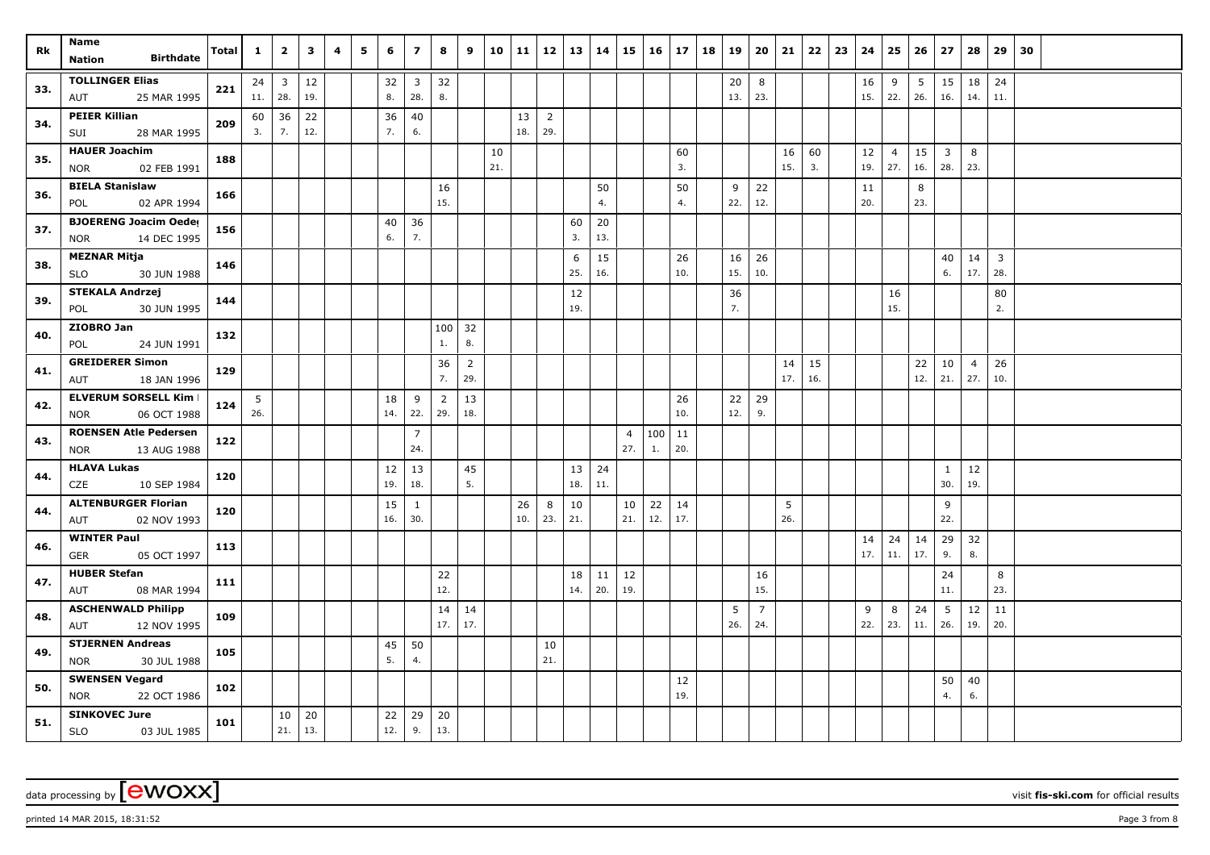| Rk | Name<br>Nation Birthdate | Total | 1 | 2 | 3 | 4 | 5 | 6 | 7 | 8 | 9 | 10 | 11 | 12 | 13 | 14 | 15 | 16 | 17 | 18 | 19 | 20 | 21 | 22 | 23 | 24 | 25 | 26 | 27 | 28 | 29 | 30 |
|---|---|---|---|---|---|---|---|---|---|---|---|---|---|---|---|---|---|---|---|---|---|---|---|---|---|---|---|---|---|---|---|---|
| 33. | TOLLINGER Elias | 221 | 24 | 3 | 12 | | | 32 | 3 | 32 | | | | | | | | | | | 20 | 8 | | | | 16 | 9 | 5 | 15 | 18 | 24 | |
| | AUT 25 MAR 1995 | | 11. | 28. | 19. | | | 8. | 28. | 8. | | | | | | | | | | | 13. | 23. | | | | 15. | 22. | 26. | 16. | 14. | 11. | |
| 34. | PEIER Killian | 209 | 60 | 36 | 22 | | | 36 | 40 | | | | 13 | 2 | | | | | | | | | | | | | | | | | | |
| | SUI 28 MAR 1995 | | 3. | 7. | 12. | | | 7. | 6. | | | | 18. | 29. | | | | | | | | | | | | | | | | | | |
| 35. | HAUER Joachim | 188 | | | | | | | | | | 10 | | | | | | | 60 | | | | 16 | 60 | | 12 | 4 | 15 | 3 | 8 | | |
| | NOR 02 FEB 1991 | | | | | | | | | | | 21. | | | | | | | 3. | | | | 15. | 3. | | 19. | 27. | 16. | 28. | 23. | | |
| 36. | BIELA Stanislaw | 166 | | | | | | | | 16 | | | | | | 50 | | | 50 | | 9 | 22 | | | | 11 | | 8 | | | | |
| | POL 02 APR 1994 | | | | | | | | | 15. | | | | | | 4. | | | 4. | | 22. | 12. | | | | 20. | | 23. | | | | |
| 37. | BJOERENG Joacim Oeder | 156 | | | | | | 40 | 36 | | | | | | 60 | 20 | | | | | | | | | | | | | | | | |
| | NOR 14 DEC 1995 | | | | | | | 6. | 7. | | | | | | 3. | 13. | | | | | | | | | | | | | | | | |
| 38. | MEZNAR Mitja | 146 | | | | | | | | | | | | | 6 | 15 | | | 26 | | 16 | 26 | | | | | | | 40 | 14 | 3 | |
| | SLO 30 JUN 1988 | | | | | | | | | | | | | | 25. | 16. | | | 10. | | 15. | 10. | | | | | | | 6. | 17. | 28. | |
| 39. | STEKALA Andrzej | 144 | | | | | | | | | | | | | 12 | | | | | | 36 | | | | | | 16 | | | | 80 | |
| | POL 30 JUN 1995 | | | | | | | | | | | | | | 19. | | | | | | 7. | | | | | | 15. | | | | 2. | |
| 40. | ZIOBRO Jan | 132 | | | | | | | | 100 | 32 | | | | | | | | | | | | | | | | | | | | | |
| | POL 24 JUN 1991 | | | | | | | | | 1. | 8. | | | | | | | | | | | | | | | | | | | | | |
| 41. | GREIDERER Simon | 129 | | | | | | | | 36 | 2 | | | | | | | | | | | | 14 | 15 | | | | 22 | 10 | 4 | 26 | |
| | AUT 18 JAN 1996 | | | | | | | | | 7. | 29. | | | | | | | | | | | | 17. | 16. | | | | 12. | 21. | 27. | 10. | |
| 42. | ELVERUM SORSELL Kim | 124 | 5 | | | | | 18 | 9 | 2 | 13 | | | | | | | | 26 | | 22 | 29 | | | | | | | | | | |
| | NOR 06 OCT 1988 | | 26. | | | | | 14. | 22. | 29. | 18. | | | | | | | | 10. | | 12. | 9. | | | | | | | | | | |
| 43. | ROENSEN Atle Pedersen | 122 | | | | | | | 7 | | | | | | | | 4 | 100 | 11 | | | | | | | | | | | | | |
| | NOR 13 AUG 1988 | | | | | | | | 24. | | | | | | | | 27. | 1. | 20. | | | | | | | | | | | | | |
| 44. | HLAVA Lukas | 120 | | | | | | 12 | 13 | | 45 | | | | 13 | 24 | | | | | | | | | | | | | 1 | 12 | | |
| | CZE 10 SEP 1984 | | | | | | | 19. | 18. | | 5. | | | | 18. | 11. | | | | | | | | | | | | | 30. | 19. | | |
| 44. | ALTENBURGER Florian | 120 | | | | | | 15 | 1 | | | | 26 | 8 | 10 | | 10 | 22 | 14 | | | | 5 | | | | | | 9 | | | |
| | AUT 02 NOV 1993 | | | | | | | 16. | 30. | | | | 10. | 23. | 21. | | 21. | 12. | 17. | | | | 26. | | | | | | 22. | | | |
| 46. | WINTER Paul | 113 | | | | | | | | | | | | | | | | | | | | | | | | 14 | 24 | 14 | 29 | 32 | | |
| | GER 05 OCT 1997 | | | | | | | | | | | | | | | | | | | | | | | | | 17. | 11. | 17. | 9. | 8. | | |
| 47. | HUBER Stefan | 111 | | | | | | | | 22 | | | | | 18 | 11 | 12 | | | | | 16 | | | | | | | 24 | | 8 | |
| | AUT 08 MAR 1994 | | | | | | | | | 12. | | | | | 14. | 20. | 19. | | | | | 15. | | | | | | | 11. | | 23. | |
| 48. | ASCHENWALD Philipp | 109 | | | | | | | | 14 | 14 | | | | | | | | | | 5 | 7 | | | | 9 | 8 | 24 | 5 | 12 | 11 | |
| | AUT 12 NOV 1995 | | | | | | | | | 17. | 17. | | | | | | | | | | 26. | 24. | | | | 22. | 23. | 11. | 26. | 19. | 20. | |
| 49. | STJERNEN Andreas | 105 | | | | | | 45 | 50 | | | | | 10 | | | | | | | | | | | | | | | | | | |
| | NOR 30 JUL 1988 | | | | | | | 5. | 4. | | | | | 21. | | | | | | | | | | | | | | | | | | |
| 50. | SWENSEN Vegard | 102 | | | | | | | | | | | | | | | | | 12 | | | | | | | | | | 50 | 40 | | |
| | NOR 22 OCT 1986 | | | | | | | | | | | | | | | | | | 19. | | | | | | | | | | 4. | 6. | | |
| 51. | SINKOVEC Jure | 101 | | 10 | 20 | | | 22 | 29 | 20 | | | | | | | | | | | | | | | | | | | | | | |
| | SLO 03 JUL 1985 | | | 21. | 13. | | | 12. | 9. | 13. | | | | | | | | | | | | | | | | | | | | | | |

data processing by [ewoxx]

visit fis-ski.com for official results

printed 14 MAR 2015, 18:31:52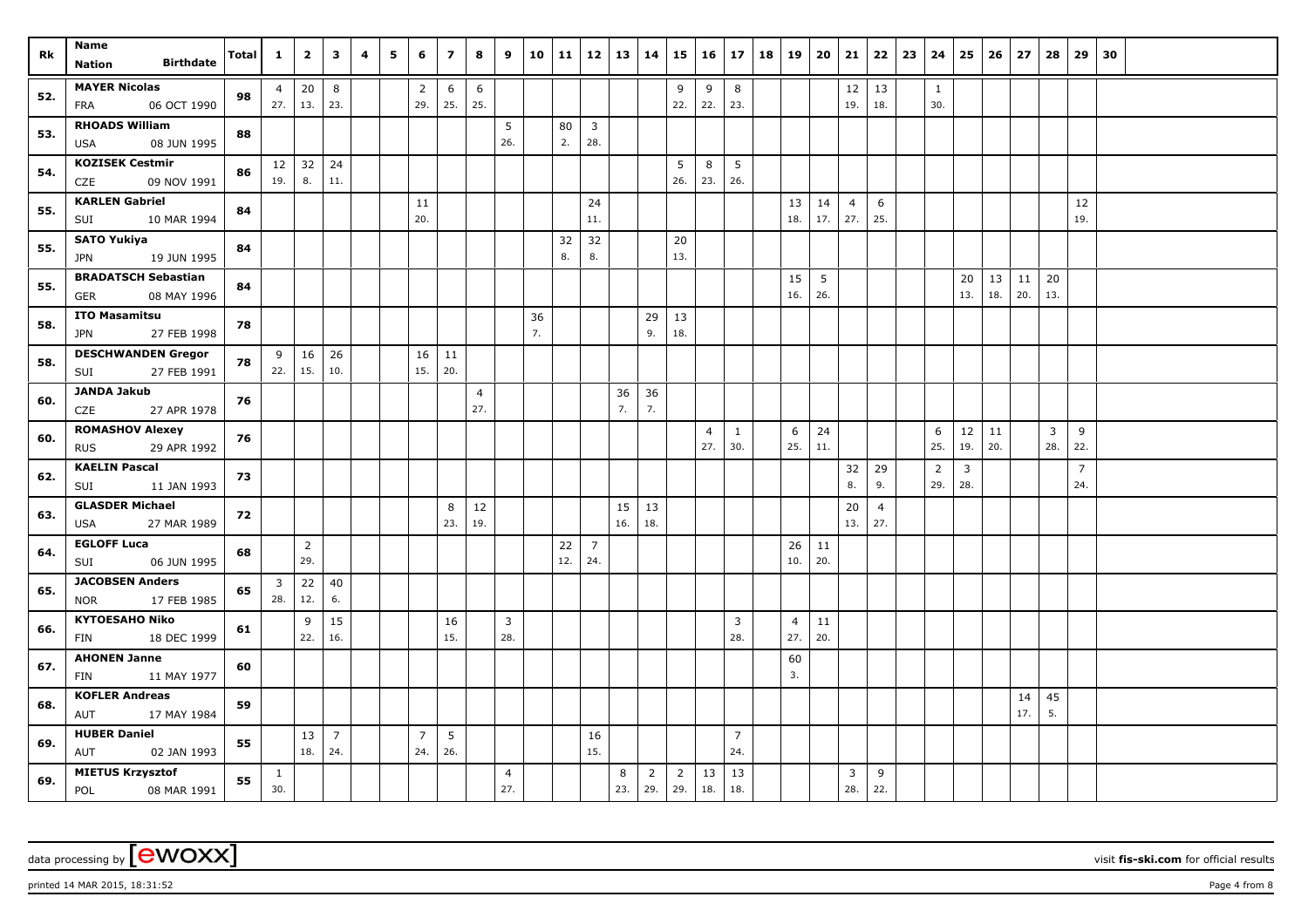| Rk | Name<br>Nation Birthdate | Total | 1 | 2 | 3 | 4 | 5 | 6 | 7 | 8 | 9 | 10 | 11 | 12 | 13 | 14 | 15 | 16 | 17 | 18 | 19 | 20 | 21 | 22 | 23 | 24 | 25 | 26 | 27 | 28 | 29 | 30 |
|---|---|---|---|---|---|---|---|---|---|---|---|---|---|---|---|---|---|---|---|---|---|---|---|---|---|---|---|---|---|---|---|---|
| 52. | **MAYER Nicolas**<br>FRA 06 OCT 1990 | 98 | 4<br>27. | 20<br>13. | 8<br>23. | | | 2<br>29. | 6<br>25. | 6<br>25. | | | | | | | 9<br>22. | 9<br>22. | 8<br>23. | | | | 12<br>19. | 13<br>18. | | 1<br>30. | | | | | | |
| 53. | **RHOADS William**<br>USA 08 JUN 1995 | 88 | | | | | | | | | 5<br>26. | | 80<br>2. | 3<br>28. | | | | | | | | | | | | | | | | | | |
| 54. | **KOZISEK Cestmir**<br>CZE 09 NOV 1991 | 86 | 12<br>19. | 32<br>8. | 24<br>11. | | | | | | | | | | | | 5<br>26. | 8<br>23. | 5<br>26. | | | | | | | | | | | | | |
| 55. | **KARLEN Gabriel**<br>SUI 10 MAR 1994 | 84 | | | | | | 11<br>20. | | | | | | 24<br>11. | | | | | | | 13<br>18. | 14<br>17. | 4<br>27. | 6<br>25. | | | | | | | 12<br>19. | |
| 55. | **SATO Yukiya**<br>JPN 19 JUN 1995 | 84 | | | | | | | | | | | 32<br>8. | 32<br>8. | | | 20<br>13. | | | | | | | | | | | | | | | |
| 55. | **BRADATSCH Sebastian**<br>GER 08 MAY 1996 | 84 | | | | | | | | | | | | | | | | | | | 15<br>16. | 5<br>26. | | | | | 20<br>13. | 13<br>18. | 11<br>20. | 20<br>13. | | |
| 58. | **ITO Masamitsu**<br>JPN 27 FEB 1998 | 78 | | | | | | | | | | 36<br>7. | | | | 29<br>9. | 13<br>18. | | | | | | | | | | | | | | | |
| 58. | **DESCHWANDEN Gregor**<br>SUI 27 FEB 1991 | 78 | 9<br>22. | 16<br>15. | 26<br>10. | | | 16<br>15. | 11<br>20. | | | | | | | | | | | | | | | | | | | | | | | |
| 60. | **JANDA Jakub**<br>CZE 27 APR 1978 | 76 | | | | | | | | 4<br>27. | | | | | 36<br>7. | 36<br>7. | | | | | | | | | | | | | | | | |
| 60. | **ROMASHOV Alexey**<br>RUS 29 APR 1992 | 76 | | | | | | | | | | | | | | | | 4<br>27. | 1<br>30. | | 6<br>25. | 24<br>11. | | | | 6<br>25. | 12<br>19. | 11<br>20. | | 3<br>28. | 9<br>22. | |
| 62. | **KAELIN Pascal**<br>SUI 11 JAN 1993 | 73 | | | | | | | | | | | | | | | | | | | | | 32<br>8. | 29<br>9. | | 2<br>29. | 3<br>28. | | | | 7<br>24. | |
| 63. | **GLASDER Michael**<br>USA 27 MAR 1989 | 72 | | | | | | | 8<br>23. | 12<br>19. | | | | | 15<br>16. | 13<br>18. | | | | | | | 20<br>13. | 4<br>27. | | | | | | | | |
| 64. | **EGLOFF Luca**<br>SUI 06 JUN 1995 | 68 | | 2<br>29. | | | | | | | | | 22<br>12. | 7<br>24. | | | | | | | 26<br>10. | 11<br>20. | | | | | | | | | | |
| 65. | **JACOBSEN Anders**<br>NOR 17 FEB 1985 | 65 | 3<br>28. | 22<br>12. | 40<br>6. | | | | | | | | | | | | | | | | | | | | | | | | | | | |
| 66. | **KYTOESAHO Niko**<br>FIN 18 DEC 1999 | 61 | | 9<br>22. | 15<br>16. | | | | 16<br>15. | | 3<br>28. | | | | | | | | 3<br>28. | | 4<br>27. | 11<br>20. | | | | | | | | | | |
| 67. | **AHONEN Janne**<br>FIN 11 MAY 1977 | 60 | | | | | | | | | | | | | | | | | | | 60<br>3. | | | | | | | | | | | |
| 68. | **KOFLER Andreas**<br>AUT 17 MAY 1984 | 59 | | | | | | | | | | | | | | | | | | | | | | | | | | | 14<br>17. | 45<br>5. | | |
| 69. | **HUBER Daniel**<br>AUT 02 JAN 1993 | 55 | | 13<br>18. | 7<br>24. | | | 7<br>24. | 5<br>26. | | | | | 16<br>15. | | | | | 7<br>24. | | | | | | | | | | | | | |
| 69. | **MIETUS Krzysztof**<br>POL 08 MAR 1991 | 55 | 1<br>30. | | | | | | | | 4<br>27. | | | | 8<br>23. | 2<br>29. | 2<br>29. | 13<br>18. | 13<br>18. | | | | 3<br>28. | 9<br>22. | | | | | | | | |

data processing by [ewoxx] visit **fis-ski.com** for official results

printed 14 MAR 2015, 18:31:52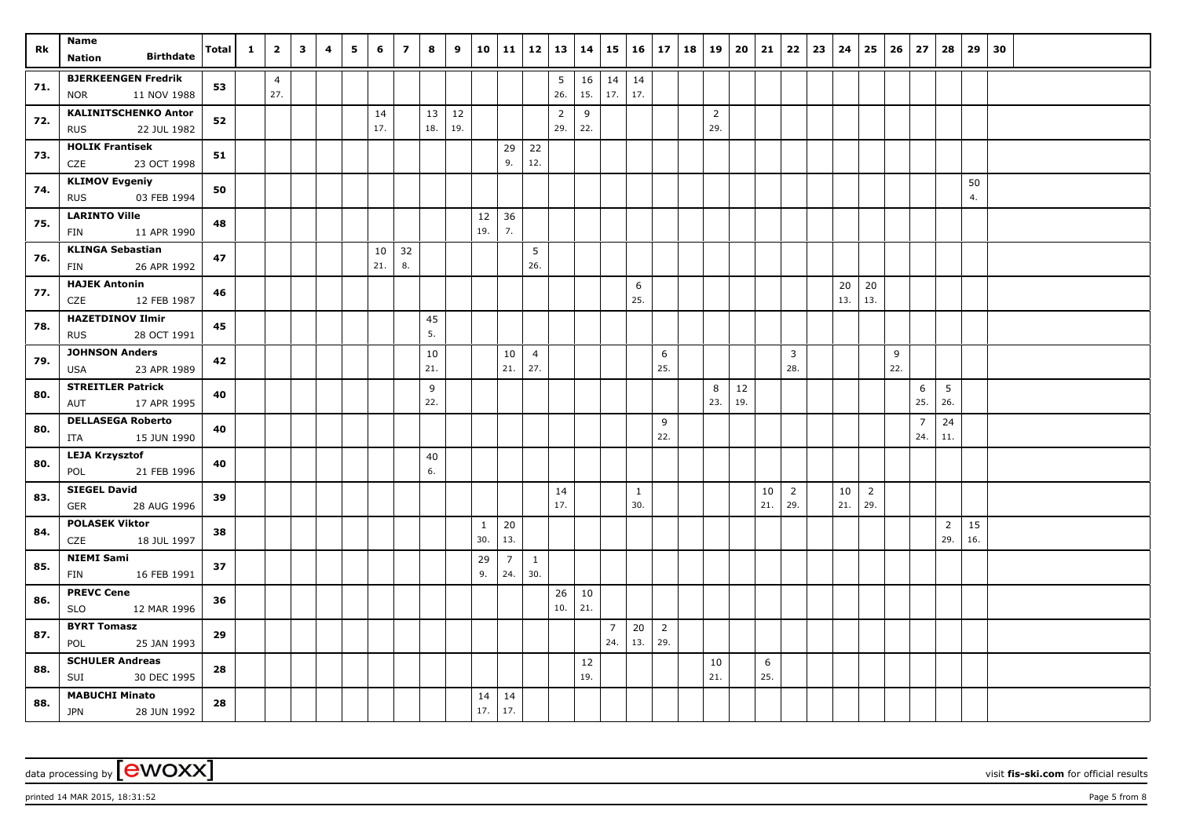| Rk | Name<br>Nation Birthdate | Total | 1 | 2 | 3 | 4 | 5 | 6 | 7 | 8 | 9 | 10 | 11 | 12 | 13 | 14 | 15 | 16 | 17 | 18 | 19 | 20 | 21 | 22 | 23 | 24 | 25 | 26 | 27 | 28 | 29 | 30 |
|---|---|---|---|---|---|---|---|---|---|---|---|---|---|---|---|---|---|---|---|---|---|---|---|---|---|---|---|---|---|---|---|---|
| 71. | BJERKEENGEN Fredrik<br>NOR 11 NOV 1988 | 53 | | 4<br>27. | | | | | | | | | | | 5<br>26. | 16<br>15. | 14<br>17. | 14<br>17. | | | | | | | | | | | | | | |
| 72. | KALINITSCHENKO Anton<br>RUS 22 JUL 1982 | 52 | | | | | | 14<br>17. | | 13<br>18. | 12<br>19. | | | | 2<br>29. | 9<br>22. | | | | | 2<br>29. | | | | | | | | | | | |
| 73. | HOLIK Frantisek<br>CZE 23 OCT 1998 | 51 | | | | | | | | | | | 29<br>9. | 22<br>12. | | | | | | | | | | | | | | | | | | |
| 74. | KLIMOV Evgeniy<br>RUS 03 FEB 1994 | 50 | | | | | | | | | | | | | | | | | | | | | | | | | | | | | 50<br>4. | |
| 75. | LARINTO Ville<br>FIN 11 APR 1990 | 48 | | | | | | | | | | 12<br>19. | 36<br>7. | | | | | | | | | | | | | | | | | | | |
| 76. | KLINGA Sebastian<br>FIN 26 APR 1992 | 47 | | | | | | 10<br>21. | 32<br>8. | | | | | 5<br>26. | | | | | | | | | | | | | | | | | | |
| 77. | HAJEK Antonin<br>CZE 12 FEB 1987 | 46 | | | | | | | | | | | | | | | | 6<br>25. | | | | | | | | 20<br>13. | 20<br>13. | | | | | |
| 78. | HAZETDINOV Ilmir<br>RUS 28 OCT 1991 | 45 | | | | | | | | 45<br>5. | | | | | | | | | | | | | | | | | | | | | | |
| 79. | JOHNSON Anders<br>USA 23 APR 1989 | 42 | | | | | | | | 10<br>21. | | | 10<br>21. | 4<br>27. | | | | | 6<br>25. | | | | | 3<br>28. | | | | 9<br>22. | | | | |
| 80. | STREITLER Patrick<br>AUT 17 APR 1995 | 40 | | | | | | | | 9<br>22. | | | | | | | | | | | 8<br>23. | 12<br>19. | | | | | | | 6<br>25. | 5<br>26. | | |
| 80. | DELLASEGA Roberto<br>ITA 15 JUN 1990 | 40 | | | | | | | | | | | | | | | | | 9<br>22. | | | | | | | | | | 7<br>24. | 24<br>11. | | |
| 80. | LEJA Krzysztof<br>POL 21 FEB 1996 | 40 | | | | | | | | 40<br>6. | | | | | | | | | | | | | | | | | | | | | | |
| 83. | SIEGEL David<br>GER 28 AUG 1996 | 39 | | | | | | | | | | | | | 14<br>17. | | | 1<br>30. | | | | | 10<br>21. | 2<br>29. | | 10<br>21. | 2<br>29. | | | | | |
| 84. | POLASEK Viktor<br>CZE 18 JUL 1997 | 38 | | | | | | | | | | 1<br>30. | 20<br>13. | | | | | | | | | | | | | | | | | 2<br>29. | 15<br>16. | |
| 85. | NIEMI Sami<br>FIN 16 FEB 1991 | 37 | | | | | | | | | | 29<br>9. | 7<br>24. | 1<br>30. | | | | | | | | | | | | | | | | | | |
| 86. | PREVC Cene<br>SLO 12 MAR 1996 | 36 | | | | | | | | | | | | | 26<br>10. | 10<br>21. | | | | | | | | | | | | | | | | |
| 87. | BYRT Tomasz<br>POL 25 JAN 1993 | 29 | | | | | | | | | | | | | | | 7<br>24. | 20<br>13. | 2<br>29. | | | | | | | | | | | | | |
| 88. | SCHULER Andreas<br>SUI 30 DEC 1995 | 28 | | | | | | | | | | | | | | 12<br>19. | | | | | 10<br>21. | | 6<br>25. | | | | | | | | | |
| 88. | MABUCHI Minato<br>JPN 28 JUN 1992 | 28 | | | | | | | | | | 14<br>17. | 14<br>17. | | | | | | | | | | | | | | | | | | | |

data processing by [ewoxx] visit fis-ski.com for official results

printed 14 MAR 2015, 18:31:52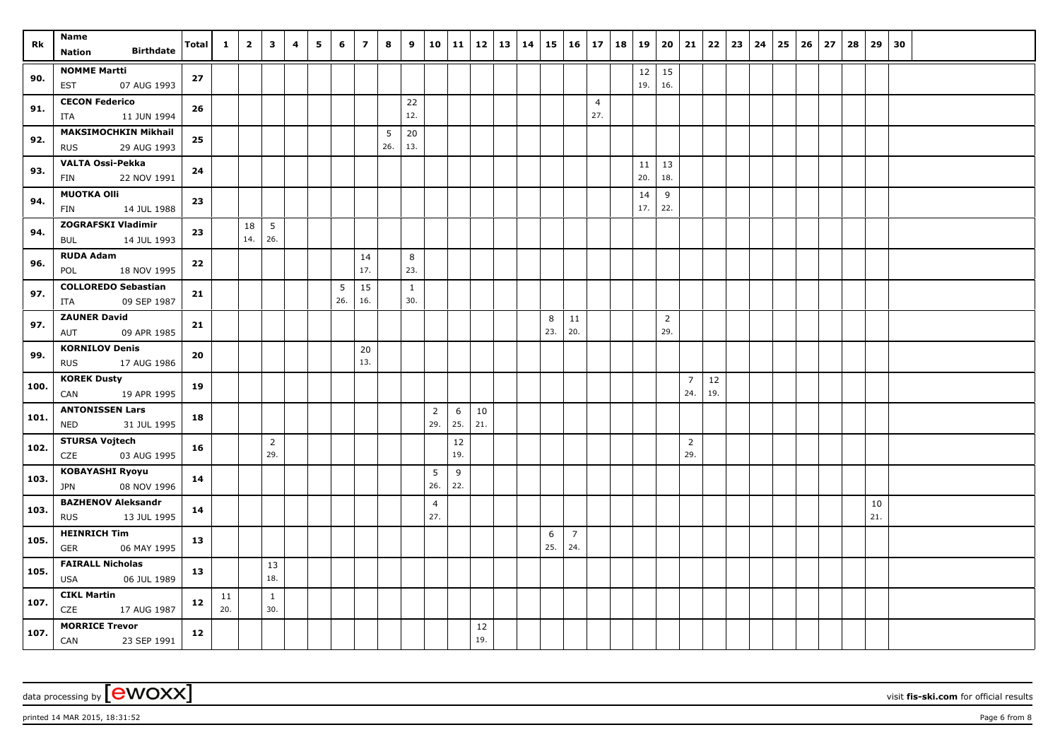| Rk | Name<br>Nation Birthdate | Total | 1 | 2 | 3 | 4 | 5 | 6 | 7 | 8 | 9 | 10 | 11 | 12 | 13 | 14 | 15 | 16 | 17 | 18 | 19 | 20 | 21 | 22 | 23 | 24 | 25 | 26 | 27 | 28 | 29 | 30 |
|---|---|---|---|---|---|---|---|---|---|---|---|---|---|---|---|---|---|---|---|---|---|---|---|---|---|---|---|---|---|---|---|---|
| 90. | **NOMME Martti**<br>EST 07 AUG 1993 | **27** | | | | | | | | | | | | | | | | | | | 12<br>19. | 15<br>16. | | | | | | | | | | |
| 91. | **CECON Federico**<br>ITA 11 JUN 1994 | **26** | | | | | | | | | 22<br>12. | | | | | | | | 4<br>27. | | | | | | | | | | | | | |
| 92. | **MAKSIMOCHKIN Mikhail**<br>RUS 29 AUG 1993 | **25** | | | | | | | | 5<br>26. | 20<br>13. | | | | | | | | | | | | | | | | | | | | | |
| 93. | **VALTA Ossi-Pekka**<br>FIN 22 NOV 1991 | **24** | | | | | | | | | | | | | | | | | | | 11<br>20. | 13<br>18. | | | | | | | | | | |
| 94. | **MUOTKA Olli**<br>FIN 14 JUL 1988 | **23** | | | | | | | | | | | | | | | | | | | 14<br>17. | 9<br>22. | | | | | | | | | | |
| 94. | **ZOGRAFSKI Vladimir**<br>BUL 14 JUL 1993 | **23** | | 18<br>14. | 5<br>26. | | | | | | | | | | | | | | | | | | | | | | | | | | | |
| 96. | **RUDA Adam**<br>POL 18 NOV 1995 | **22** | | | | | | | 14<br>17. | | 8<br>23. | | | | | | | | | | | | | | | | | | | | | |
| 97. | **COLLOREDO Sebastian**<br>ITA 09 SEP 1987 | **21** | | | | | | 5<br>26. | 15<br>16. | | 1<br>30. | | | | | | | | | | | | | | | | | | | | | |
| 97. | **ZAUNER David**<br>AUT 09 APR 1985 | **21** | | | | | | | | | | | | | | | 8<br>23. | 11<br>20. | | | | 2<br>29. | | | | | | | | | | |
| 99. | **KORNILOV Denis**<br>RUS 17 AUG 1986 | **20** | | | | | | | 20<br>13. | | | | | | | | | | | | | | | | | | | | | | | |
| 100. | **KOREK Dusty**<br>CAN 19 APR 1995 | **19** | | | | | | | | | | | | | | | | | | | | | 7<br>24. | 12<br>19. | | | | | | | | |
| 101. | **ANTONISSEN Lars**<br>NED 31 JUL 1995 | **18** | | | | | | | | | | 2<br>29. | 6<br>25. | 10<br>21. | | | | | | | | | | | | | | | | | | |
| 102. | **STURSA Vojtech**<br>CZE 03 AUG 1995 | **16** | | | 2<br>29. | | | | | | | | 12<br>19. | | | | | | | | | | 2<br>29. | | | | | | | | | |
| 103. | **KOBAYASHI Ryoyu**<br>JPN 08 NOV 1996 | **14** | | | | | | | | | | 5<br>26. | 9<br>22. | | | | | | | | | | | | | | | | | | | |
| 103. | **BAZHENOV Aleksandr**<br>RUS 13 JUL 1995 | **14** | | | | | | | | | | 4<br>27. | | | | | | | | | | | | | | | | | | | 10<br>21. | |
| 105. | **HEINRICH Tim**<br>GER 06 MAY 1995 | **13** | | | | | | | | | | | | | | | 6<br>25. | 7<br>24. | | | | | | | | | | | | | | |
| 105. | **FAIRALL Nicholas**<br>USA 06 JUL 1989 | **13** | | | 13<br>18. | | | | | | | | | | | | | | | | | | | | | | | | | | | |
| 107. | **CIKL Martin**<br>CZE 17 AUG 1987 | **12** | 11<br>20. | | 1<br>30. | | | | | | | | | | | | | | | | | | | | | | | | | | | |
| 107. | **MORRICE Trevor**<br>CAN 23 SEP 1991 | **12** | | | | | | | | | | | | 12<br>19. | | | | | | | | | | | | | | | | | | |

data processing by [ewoxx] visit **fis-ski.com** for official results

printed 14 MAR 2015, 18:31:52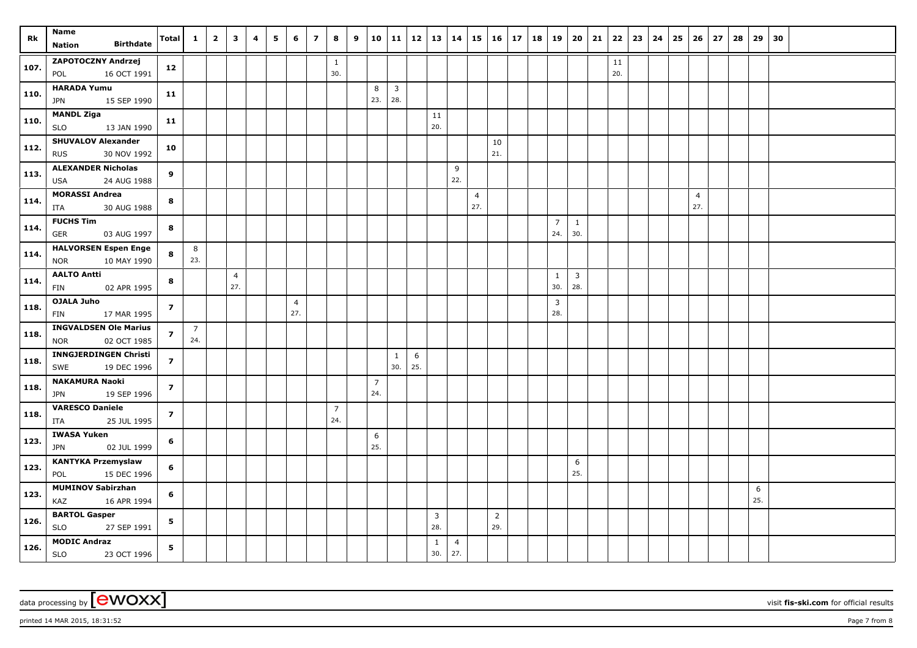| Rk | Name<br>Nation Birthdate | Total | 1 | 2 | 3 | 4 | 5 | 6 | 7 | 8 | 9 | 10 | 11 | 12 | 13 | 14 | 15 | 16 | 17 | 18 | 19 | 20 | 21 | 22 | 23 | 24 | 25 | 26 | 27 | 28 | 29 | 30 |
|---|---|---|---|---|---|---|---|---|---|---|---|---|---|---|---|---|---|---|---|---|---|---|---|---|---|---|---|---|---|---|---|---|
| 107. | ZAPOTOCZNY Andrzej<br>POL 16 OCT 1991 | 12 | | | | | | | | 1<br>30. | | | | | | | | | | | | | | 11<br>20. | | | | | | | | |
| 110. | HARADA Yumu<br>JPN 15 SEP 1990 | 11 | | | | | | | | | | 8<br>23. | 3<br>28. | | | | | | | | | | | | | | | | | | | |
| 110. | MANDL Ziga<br>SLO 13 JAN 1990 | 11 | | | | | | | | | | | | | 11<br>20. | | | | | | | | | | | | | | | | | |
| 112. | SHUVALOV Alexander<br>RUS 30 NOV 1992 | 10 | | | | | | | | | | | | | | | | 10<br>21. | | | | | | | | | | | | | | |
| 113. | ALEXANDER Nicholas<br>USA 24 AUG 1988 | 9 | | | | | | | | | | | | | | 9<br>22. | | | | | | | | | | | | | | | | |
| 114. | MORASSI Andrea<br>ITA 30 AUG 1988 | 8 | | | | | | | | | | | | | | | 4<br>27. | | | | | | | | | | | 4<br>27. | | | | |
| 114. | FUCHS Tim<br>GER 03 AUG 1997 | 8 | | | | | | | | | | | | | | | | | | | 7<br>24. | 1<br>30. | | | | | | | | | | |
| 114. | HALVORSEN Espen Enge<br>NOR 10 MAY 1990 | 8 | 8<br>23. | | | | | | | | | | | | | | | | | | | | | | | | | | | | | |
| 114. | AALTO Antti<br>FIN 02 APR 1995 | 8 | | | 4<br>27. | | | | | | | | | | | | | | | | 1<br>30. | 3<br>28. | | | | | | | | | | |
| 118. | OJALA Juho<br>FIN 17 MAR 1995 | 7 | | | | | | 4<br>27. | | | | | | | | | | | | | 3<br>28. | | | | | | | | | | | |
| 118. | INGVALDSEN Ole Marius<br>NOR 02 OCT 1985 | 7 | 7<br>24. | | | | | | | | | | | | | | | | | | | | | | | | | | | | | |
| 118. | INNGJERDINGEN Christi<br>SWE 19 DEC 1996 | 7 | | | | | | | | | | | 1<br>30. | 6<br>25. | | | | | | | | | | | | | | | | | | |
| 118. | NAKAMURA Naoki<br>JPN 19 SEP 1996 | 7 | | | | | | | | | | 7<br>24. | | | | | | | | | | | | | | | | | | | | |
| 118. | VARESCO Daniele<br>ITA 25 JUL 1995 | 7 | | | | | | | | 7<br>24. | | | | | | | | | | | | | | | | | | | | | | |
| 123. | IWASA Yuken<br>JPN 02 JUL 1999 | 6 | | | | | | | | | | 6<br>25. | | | | | | | | | | | | | | | | | | | | |
| 123. | KANTYKA Przemyslaw<br>POL 15 DEC 1996 | 6 | | | | | | | | | | | | | | | | | | | | 6<br>25. | | | | | | | | | | |
| 123. | MUMINOV Sabirzhan<br>KAZ 16 APR 1994 | 6 | | | | | | | | | | | | | | | | | | | | | | | | | | | | | 6<br>25. | |
| 126. | BARTOL Gasper<br>SLO 27 SEP 1991 | 5 | | | | | | | | | | | | | 3<br>28. | | | 2<br>29. | | | | | | | | | | | | | | |
| 126. | MODIC Andraz<br>SLO 23 OCT 1996 | 5 | | | | | | | | | | | | | 1<br>30. | 4<br>27. | | | | | | | | | | | | | | | | |

data processing by [ewoxx] visit fis-ski.com for official results

printed 14 MAR 2015, 18:31:52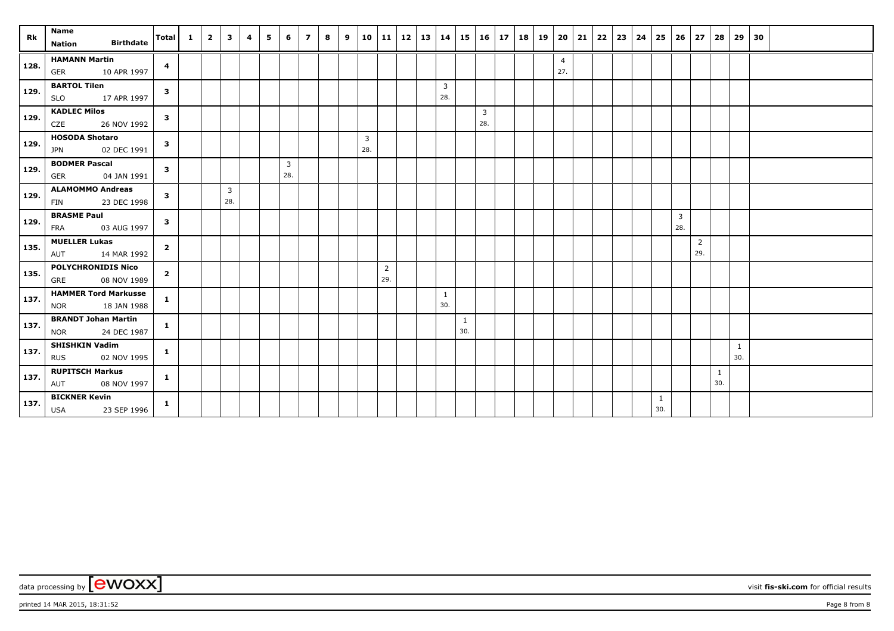| Rk | Name | Nation | Birthdate | Total | 1 | 2 | 3 | 4 | 5 | 6 | 7 | 8 | 9 | 10 | 11 | 12 | 13 | 14 | 15 | 16 | 17 | 18 | 19 | 20 | 21 | 22 | 23 | 24 | 25 | 26 | 27 | 28 | 29 | 30 |
|---|---|---|---|---|---|---|---|---|---|---|---|---|---|---|---|---|---|---|---|---|---|---|---|---|---|---|---|---|---|---|---|---|---|---|
| 128. | HAMANN Martin | GER | 10 APR 1997 | 4 | | | | | | | | | | | | | | | | | | | | 4 27. | | | | | | | | | | |
| 129. | BARTOL Tilen | SLO | 17 APR 1997 | 3 | | | | | | | | | | | | | | 3 28. | | | | | | | | | | | | | | | | |
| 129. | KADLEC Milos | CZE | 26 NOV 1992 | 3 | | | | | | | | | | | | | | | | 3 28. | | | | | | | | | | | | | | |
| 129. | HOSODA Shotaro | JPN | 02 DEC 1991 | 3 | | | | | | | | | | 3 28. | | | | | | | | | | | | | | | | | | | | |
| 129. | BODMER Pascal | GER | 04 JAN 1991 | 3 | | | | | | 3 28. | | | | | | | | | | | | | | | | | | | | | | | | |
| 129. | ALAMOMMO Andreas | FIN | 23 DEC 1998 | 3 | | | 3 28. | | | | | | | | | | | | | | | | | | | | | | | | | | | |
| 129. | BRASME Paul | FRA | 03 AUG 1997 | 3 | | | | | | | | | | | | | | | | | | | | | | | | | | 3 28. | | | | |
| 135. | MUELLER Lukas | AUT | 14 MAR 1992 | 2 | | | | | | | | | | | | | | | | | | | | | | | | | | | 2 29. | | | |
| 135. | POLYCHRONIDIS Nico | GRE | 08 NOV 1989 | 2 | | | | | | | | | | | 2 29. | | | | | | | | | | | | | | | | | | | |
| 137. | HAMMER Tord Markusse | NOR | 18 JAN 1988 | 1 | | | | | | | | | | | | | | 1 30. | | | | | | | | | | | | | | | | |
| 137. | BRANDT Johan Martin | NOR | 24 DEC 1987 | 1 | | | | | | | | | | | | | | | 1 30. | | | | | | | | | | | | | | | |
| 137. | SHISHKIN Vadim | RUS | 02 NOV 1995 | 1 | | | | | | | | | | | | | | | | | | | | | | | | | | | | | 1 30. | |
| 137. | RUPITSCH Markus | AUT | 08 NOV 1997 | 1 | | | | | | | | | | | | | | | | | | | | | | | | | | | | 1 30. | | |
| 137. | BICKNER Kevin | USA | 23 SEP 1996 | 1 | | | | | | | | | | | | | | | | | | | | | | | | | 1 30. | | | | | |

data processing by [ewoxx] visit fis-ski.com for official results

printed 14 MAR 2015, 18:31:52